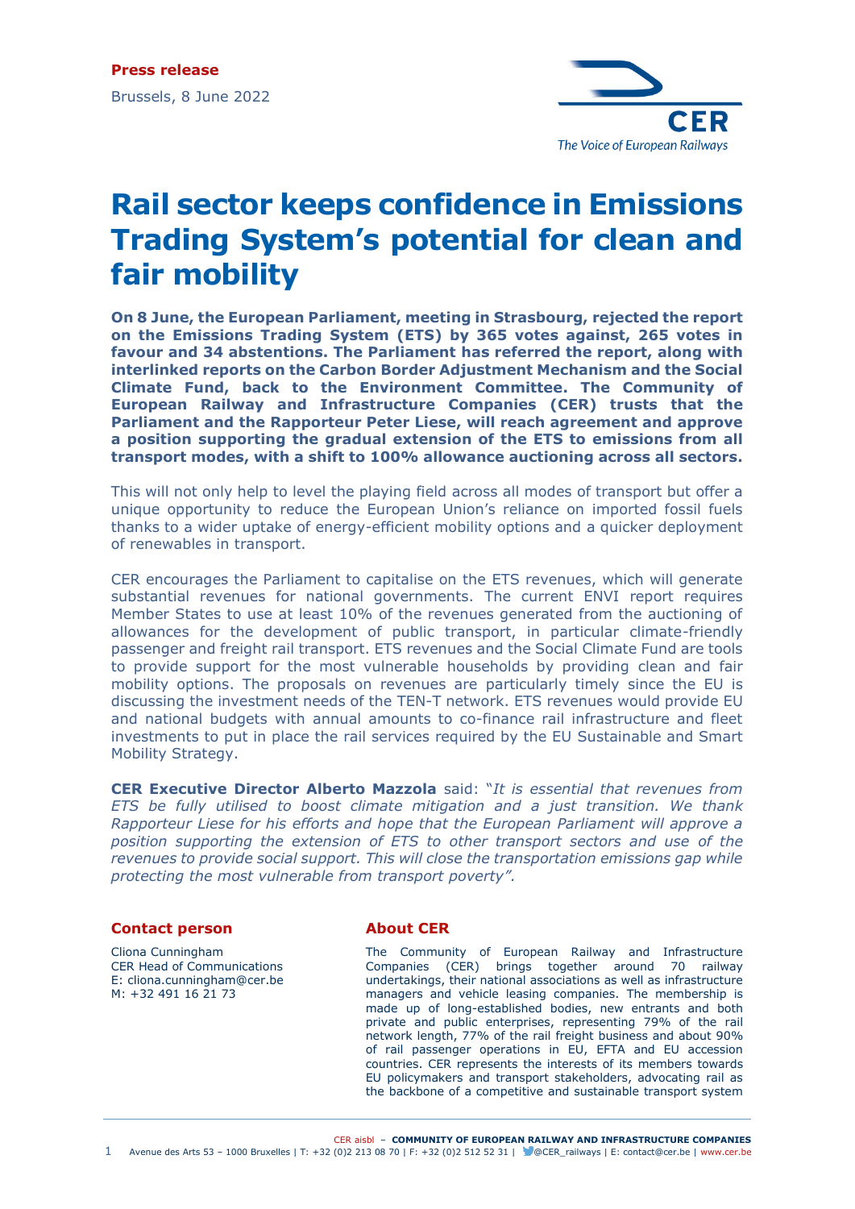**Press release**

Brussels, 8 June 2022

CER
The Voice of European Railways

# Rail sector keeps confidence in Emissions Trading System's potential for clean and fair mobility

**On 8 June, the European Parliament, meeting in Strasbourg, rejected the report on the Emissions Trading System (ETS) by 365 votes against, 265 votes in favour and 34 abstentions. The Parliament has referred the report, along with interlinked reports on the Carbon Border Adjustment Mechanism and the Social Climate Fund, back to the Environment Committee. The Community of European Railway and Infrastructure Companies (CER) trusts that the Parliament and the Rapporteur Peter Liese, will reach agreement and approve a position supporting the gradual extension of the ETS to emissions from all transport modes, with a shift to 100% allowance auctioning across all sectors.**

This will not only help to level the playing field across all modes of transport but offer a unique opportunity to reduce the European Union's reliance on imported fossil fuels thanks to a wider uptake of energy-efficient mobility options and a quicker deployment of renewables in transport.

CER encourages the Parliament to capitalise on the ETS revenues, which will generate substantial revenues for national governments. The current ENVI report requires Member States to use at least 10% of the revenues generated from the auctioning of allowances for the development of public transport, in particular climate-friendly passenger and freight rail transport. ETS revenues and the Social Climate Fund are tools to provide support for the most vulnerable households by providing clean and fair mobility options. The proposals on revenues are particularly timely since the EU is discussing the investment needs of the TEN-T network. ETS revenues would provide EU and national budgets with annual amounts to co-finance rail infrastructure and fleet investments to put in place the rail services required by the EU Sustainable and Smart Mobility Strategy.

**CER Executive Director Alberto Mazzola** said: "*It is essential that revenues from ETS be fully utilised to boost climate mitigation and a just transition. We thank Rapporteur Liese for his efforts and hope that the European Parliament will approve a position supporting the extension of ETS to other transport sectors and use of the revenues to provide social support. This will close the transportation emissions gap while protecting the most vulnerable from transport poverty".*

### Contact person

Cliona Cunningham
CER Head of Communications
E: cliona.cunningham@cer.be
M: +32 491 16 21 73

### About CER

The Community of European Railway and Infrastructure Companies (CER) brings together around 70 railway undertakings, their national associations as well as infrastructure managers and vehicle leasing companies. The membership is made up of long-established bodies, new entrants and both private and public enterprises, representing 79% of the rail network length, 77% of the rail freight business and about 90% of rail passenger operations in EU, EFTA and EU accession countries. CER represents the interests of its members towards EU policymakers and transport stakeholders, advocating rail as the backbone of a competitive and sustainable transport system

CER aisbl – **COMMUNITY OF EUROPEAN RAILWAY AND INFRASTRUCTURE COMPANIES**
Avenue des Arts 53 – 1000 Bruxelles | T: +32 (0)2 213 08 70 | F: +32 (0)2 512 52 31 | @CER_railways | E: contact@cer.be | www.cer.be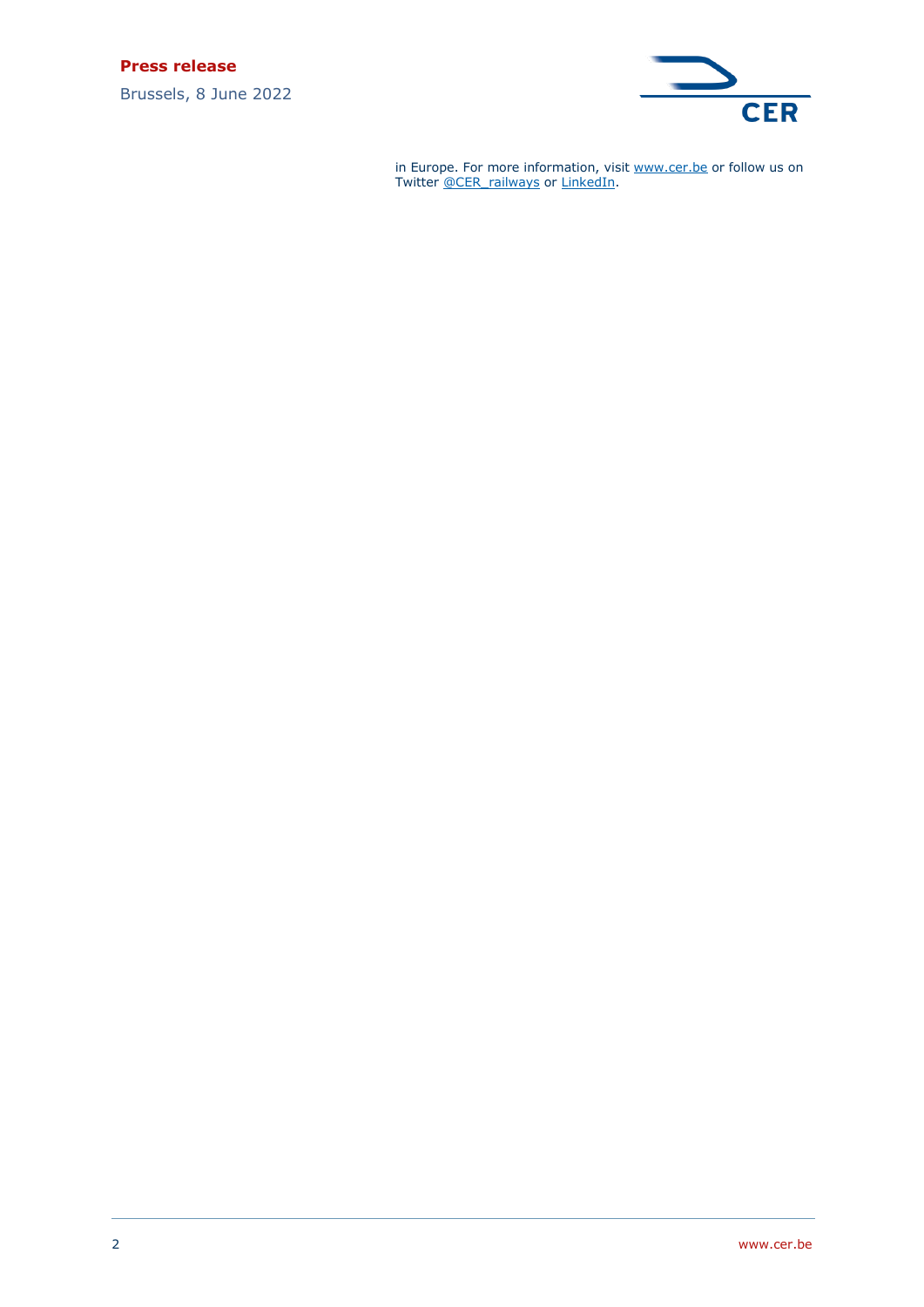in Europe. For more information, visit [www.cer.be](http://www.cer.be) or follow us on Twitter [@CER_railways](https://twitter.com/CER_railways) or [LinkedIn](https://www.linkedin.com).